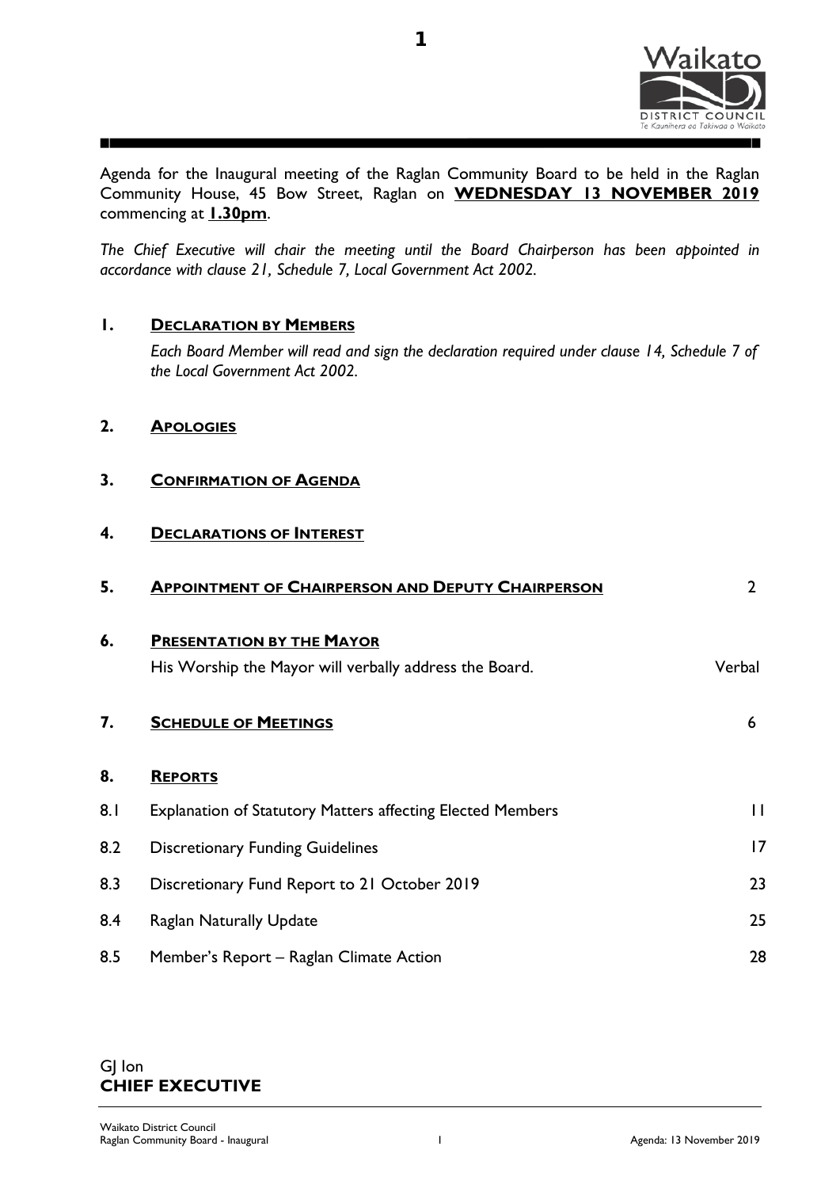Agenda for the Inaugural meeting of the Raglan Community Board to be held in the Raglan Community House, 45 Bow Street, Raglan on **WEDNESDAY 13 NOVEMBER 2019** commencing at **1.30pm**.

*The Chief Executive will chair the meeting until the Board Chairperson has been appointed in accordance with clause 21, Schedule 7, Local Government Act 2002.*

**1. DECLARATION BY MEMBERS**

*Each Board Member will read and sign the declaration required under clause 14, Schedule 7 of the Local Government Act 2002.*

**2. APOLOGIES**

**3. CONFIRMATION OF AGENDA**

**4. DECLARATIONS OF INTEREST**

**5. APPOINTMENT OF CHAIRPERSON AND DEPUTY CHAIRPERSON** — 2

**6. PRESENTATION BY THE MAYOR**

His Worship the Mayor will verbally address the Board. — Verbal

**7. SCHEDULE OF MEETINGS** — 6

**8. REPORTS**

| | | |
|---|---|---|
| 8.1 | Explanation of Statutory Matters affecting Elected Members | 11 |
| 8.2 | Discretionary Funding Guidelines | 17 |
| 8.3 | Discretionary Fund Report to 21 October 2019 | 23 |
| 8.4 | Raglan Naturally Update | 25 |
| 8.5 | Member's Report – Raglan Climate Action | 28 |

GJ Ion
**CHIEF EXECUTIVE**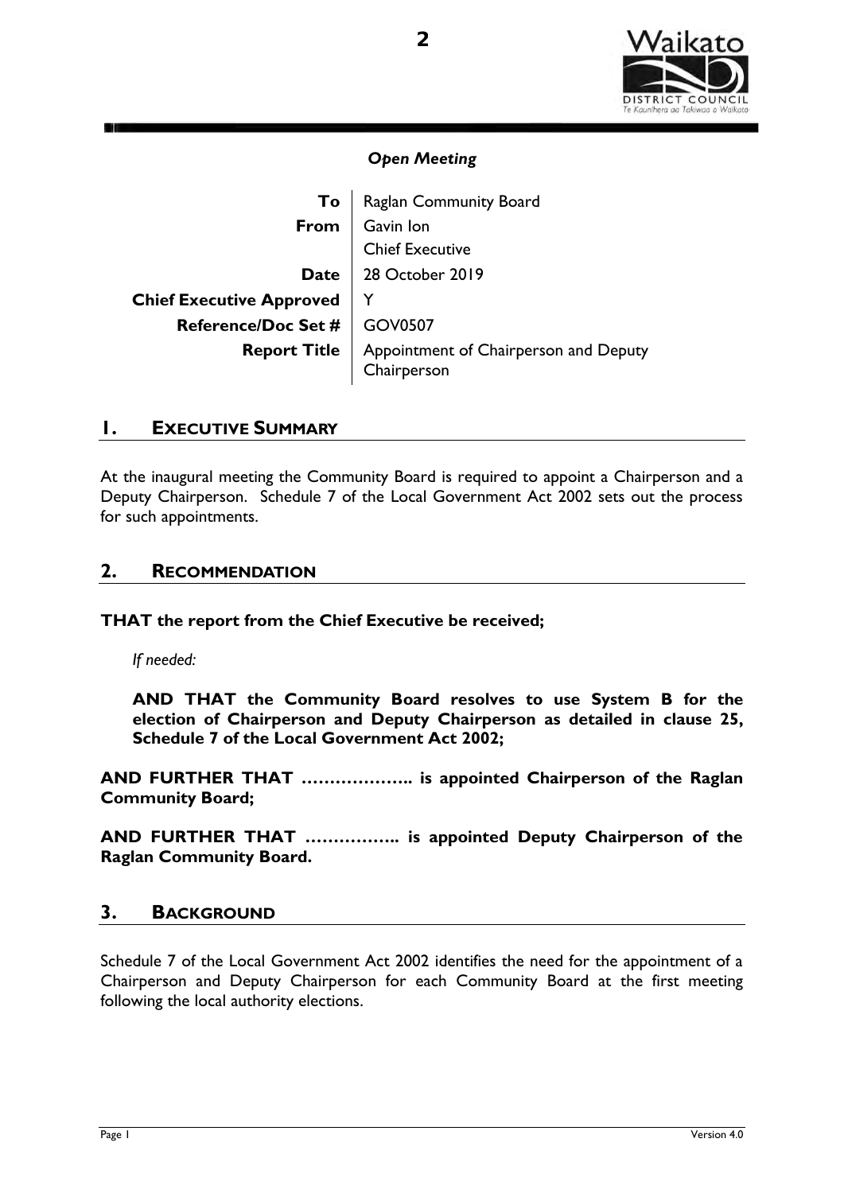*Open Meeting*

| | |
|---|---|
| **To** | Raglan Community Board |
| **From** | Gavin Ion<br>Chief Executive |
| **Date** | 28 October 2019 |
| **Chief Executive Approved** | Y |
| **Reference/Doc Set #** | GOV0507 |
| **Report Title** | Appointment of Chairperson and Deputy Chairperson |

## 1. EXECUTIVE SUMMARY

At the inaugural meeting the Community Board is required to appoint a Chairperson and a Deputy Chairperson. Schedule 7 of the Local Government Act 2002 sets out the process for such appointments.

## 2. RECOMMENDATION

**THAT the report from the Chief Executive be received;**

*If needed:*

**AND THAT the Community Board resolves to use System B for the election of Chairperson and Deputy Chairperson as detailed in clause 25, Schedule 7 of the Local Government Act 2002;**

**AND FURTHER THAT ……………….. is appointed Chairperson of the Raglan Community Board;**

**AND FURTHER THAT …………….. is appointed Deputy Chairperson of the Raglan Community Board.**

## 3. BACKGROUND

Schedule 7 of the Local Government Act 2002 identifies the need for the appointment of a Chairperson and Deputy Chairperson for each Community Board at the first meeting following the local authority elections.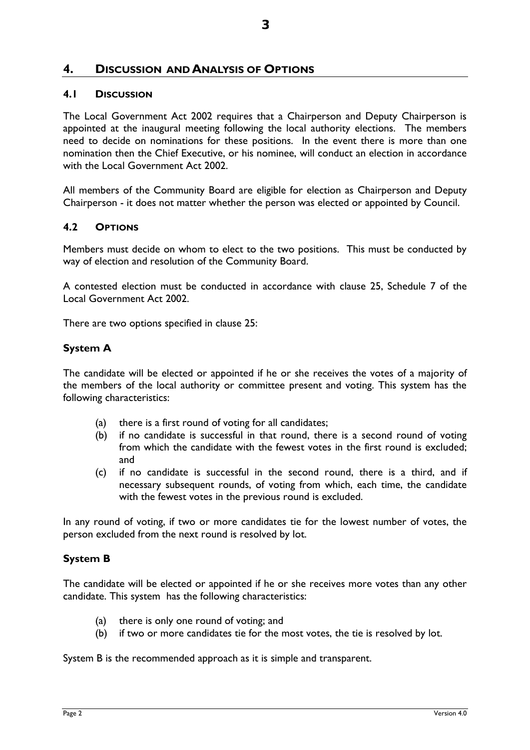## 4. Discussion and Analysis of Options

### 4.1 Discussion

The Local Government Act 2002 requires that a Chairperson and Deputy Chairperson is appointed at the inaugural meeting following the local authority elections. The members need to decide on nominations for these positions. In the event there is more than one nomination then the Chief Executive, or his nominee, will conduct an election in accordance with the Local Government Act 2002.

All members of the Community Board are eligible for election as Chairperson and Deputy Chairperson - it does not matter whether the person was elected or appointed by Council.

### 4.2 Options

Members must decide on whom to elect to the two positions. This must be conducted by way of election and resolution of the Community Board.

A contested election must be conducted in accordance with clause 25, Schedule 7 of the Local Government Act 2002.

There are two options specified in clause 25:

**System A**

The candidate will be elected or appointed if he or she receives the votes of a majority of the members of the local authority or committee present and voting. This system has the following characteristics:

(a) there is a first round of voting for all candidates;
(b) if no candidate is successful in that round, there is a second round of voting from which the candidate with the fewest votes in the first round is excluded; and
(c) if no candidate is successful in the second round, there is a third, and if necessary subsequent rounds, of voting from which, each time, the candidate with the fewest votes in the previous round is excluded.

In any round of voting, if two or more candidates tie for the lowest number of votes, the person excluded from the next round is resolved by lot.

**System B**

The candidate will be elected or appointed if he or she receives more votes than any other candidate. This system has the following characteristics:

(a) there is only one round of voting; and
(b) if two or more candidates tie for the most votes, the tie is resolved by lot.

System B is the recommended approach as it is simple and transparent.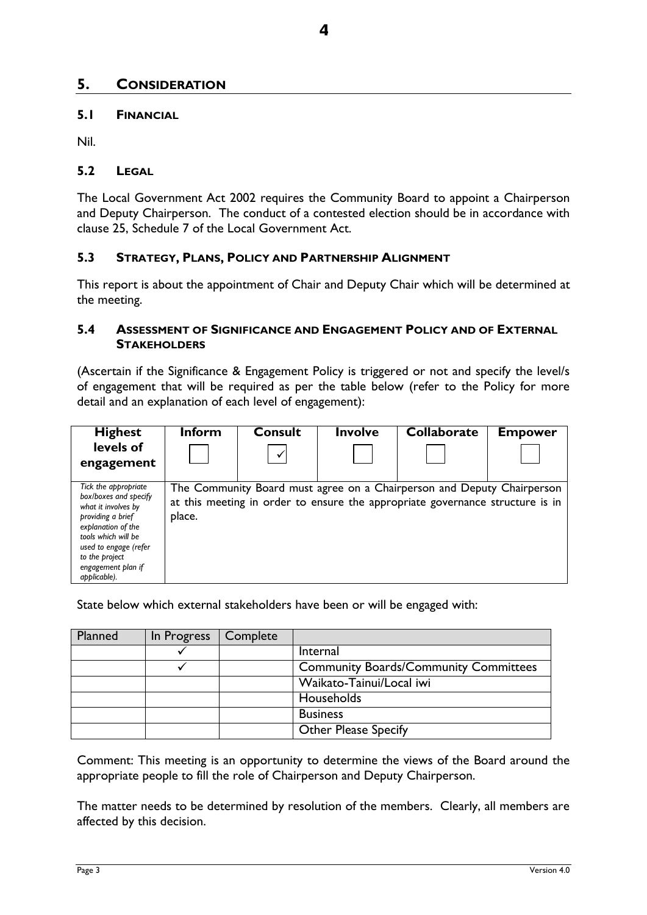## 5. CONSIDERATION

### 5.1 FINANCIAL

Nil.

### 5.2 LEGAL

The Local Government Act 2002 requires the Community Board to appoint a Chairperson and Deputy Chairperson. The conduct of a contested election should be in accordance with clause 25, Schedule 7 of the Local Government Act.

### 5.3 STRATEGY, PLANS, POLICY AND PARTNERSHIP ALIGNMENT

This report is about the appointment of Chair and Deputy Chair which will be determined at the meeting.

### 5.4 ASSESSMENT OF SIGNIFICANCE AND ENGAGEMENT POLICY AND OF EXTERNAL STAKEHOLDERS

(Ascertain if the Significance & Engagement Policy is triggered or not and specify the level/s of engagement that will be required as per the table below (refer to the Policy for more detail and an explanation of each level of engagement):

| Highest levels of engagement | Inform | Consult | Involve | Collaborate | Empower |
|---|---|---|---|---|---|
| | ☐ | ✓ | ☐ | ☐ | ☐ |
| *Tick the appropriate box/boxes and specify what it involves by providing a brief explanation of the tools which will be used to engage (refer to the project engagement plan if applicable).* | The Community Board must agree on a Chairperson and Deputy Chairperson at this meeting in order to ensure the appropriate governance structure is in place. | | | | |

State below which external stakeholders have been or will be engaged with:

| Planned | In Progress | Complete | |
|---|---|---|---|
| | ✓ | | Internal |
| | ✓ | | Community Boards/Community Committees |
| | | | Waikato-Tainui/Local iwi |
| | | | Households |
| | | | Business |
| | | | Other Please Specify |

Comment: This meeting is an opportunity to determine the views of the Board around the appropriate people to fill the role of Chairperson and Deputy Chairperson.

The matter needs to be determined by resolution of the members. Clearly, all members are affected by this decision.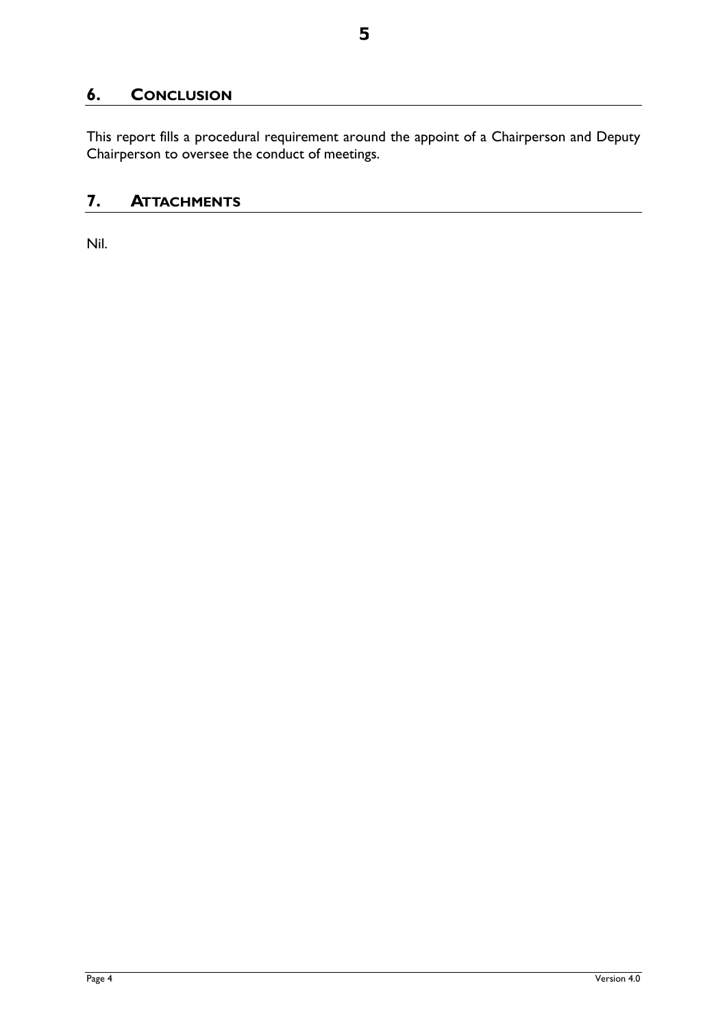## 6. CONCLUSION

This report fills a procedural requirement around the appoint of a Chairperson and Deputy Chairperson to oversee the conduct of meetings.

## 7. ATTACHMENTS

Nil.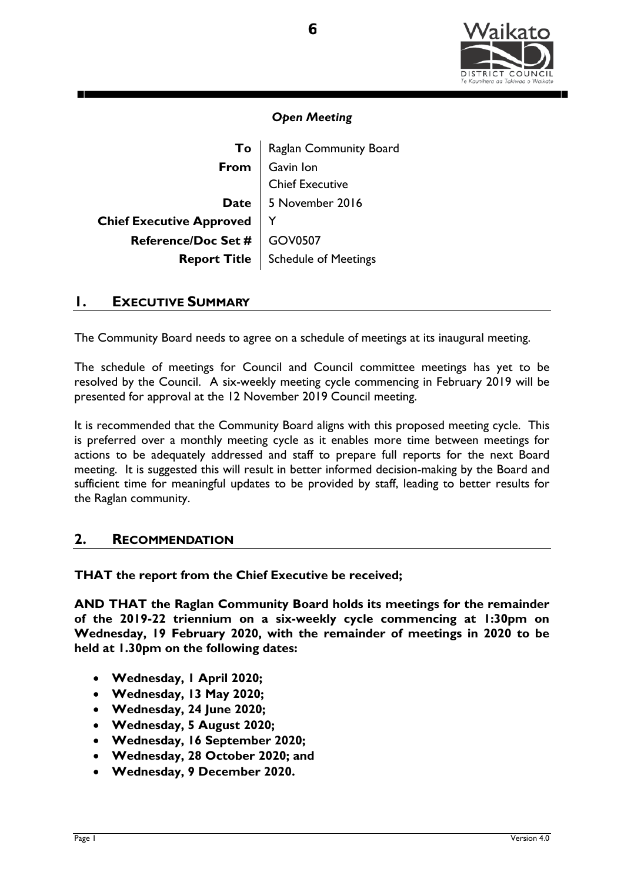*Open Meeting*

| | |
|---|---|
| **To** | Raglan Community Board |
| **From** | Gavin Ion<br>Chief Executive |
| **Date** | 5 November 2016 |
| **Chief Executive Approved** | Y |
| **Reference/Doc Set #** | GOV0507 |
| **Report Title** | Schedule of Meetings |

## 1. Executive Summary

The Community Board needs to agree on a schedule of meetings at its inaugural meeting.

The schedule of meetings for Council and Council committee meetings has yet to be resolved by the Council. A six-weekly meeting cycle commencing in February 2019 will be presented for approval at the 12 November 2019 Council meeting.

It is recommended that the Community Board aligns with this proposed meeting cycle. This is preferred over a monthly meeting cycle as it enables more time between meetings for actions to be adequately addressed and staff to prepare full reports for the next Board meeting. It is suggested this will result in better informed decision-making by the Board and sufficient time for meaningful updates to be provided by staff, leading to better results for the Raglan community.

## 2. Recommendation

**THAT the report from the Chief Executive be received;**

**AND THAT the Raglan Community Board holds its meetings for the remainder of the 2019-22 triennium on a six-weekly cycle commencing at 1:30pm on Wednesday, 19 February 2020, with the remainder of meetings in 2020 to be held at 1.30pm on the following dates:**

- **Wednesday, 1 April 2020;**
- **Wednesday, 13 May 2020;**
- **Wednesday, 24 June 2020;**
- **Wednesday, 5 August 2020;**
- **Wednesday, 16 September 2020;**
- **Wednesday, 28 October 2020; and**
- **Wednesday, 9 December 2020.**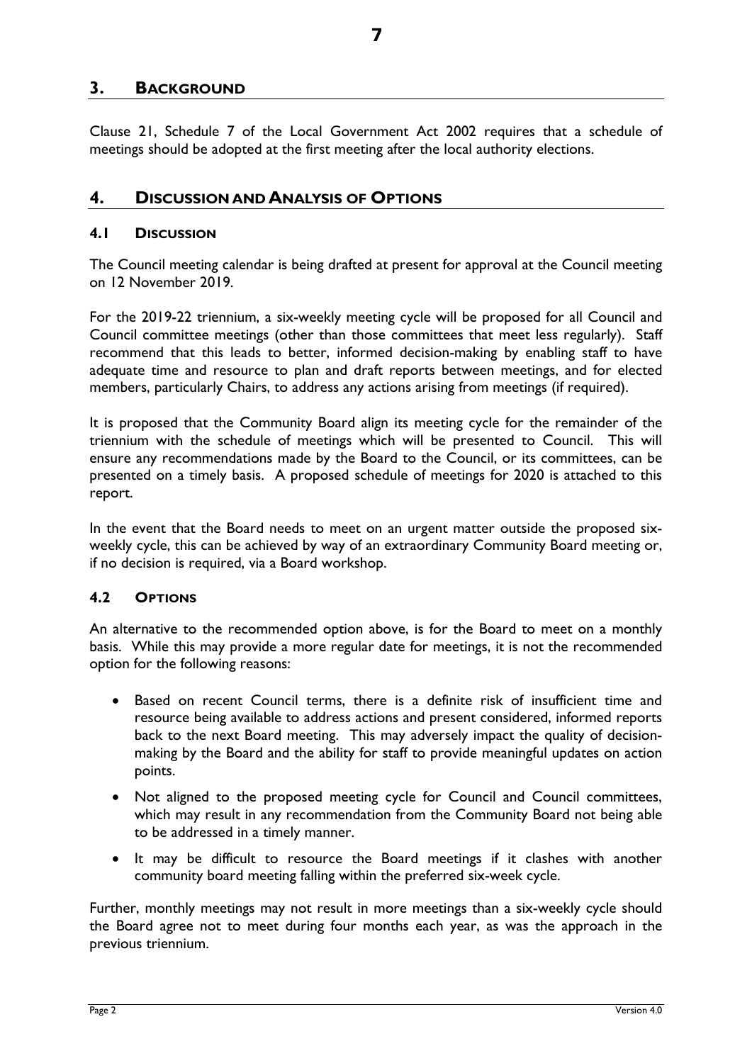## 3. BACKGROUND

Clause 21, Schedule 7 of the Local Government Act 2002 requires that a schedule of meetings should be adopted at the first meeting after the local authority elections.

## 4. DISCUSSION AND ANALYSIS OF OPTIONS

### 4.1 DISCUSSION

The Council meeting calendar is being drafted at present for approval at the Council meeting on 12 November 2019.

For the 2019-22 triennium, a six-weekly meeting cycle will be proposed for all Council and Council committee meetings (other than those committees that meet less regularly). Staff recommend that this leads to better, informed decision-making by enabling staff to have adequate time and resource to plan and draft reports between meetings, and for elected members, particularly Chairs, to address any actions arising from meetings (if required).

It is proposed that the Community Board align its meeting cycle for the remainder of the triennium with the schedule of meetings which will be presented to Council. This will ensure any recommendations made by the Board to the Council, or its committees, can be presented on a timely basis. A proposed schedule of meetings for 2020 is attached to this report.

In the event that the Board needs to meet on an urgent matter outside the proposed six-weekly cycle, this can be achieved by way of an extraordinary Community Board meeting or, if no decision is required, via a Board workshop.

### 4.2 OPTIONS

An alternative to the recommended option above, is for the Board to meet on a monthly basis. While this may provide a more regular date for meetings, it is not the recommended option for the following reasons:

- Based on recent Council terms, there is a definite risk of insufficient time and resource being available to address actions and present considered, informed reports back to the next Board meeting. This may adversely impact the quality of decision-making by the Board and the ability for staff to provide meaningful updates on action points.
- Not aligned to the proposed meeting cycle for Council and Council committees, which may result in any recommendation from the Community Board not being able to be addressed in a timely manner.
- It may be difficult to resource the Board meetings if it clashes with another community board meeting falling within the preferred six-week cycle.

Further, monthly meetings may not result in more meetings than a six-weekly cycle should the Board agree not to meet during four months each year, as was the approach in the previous triennium.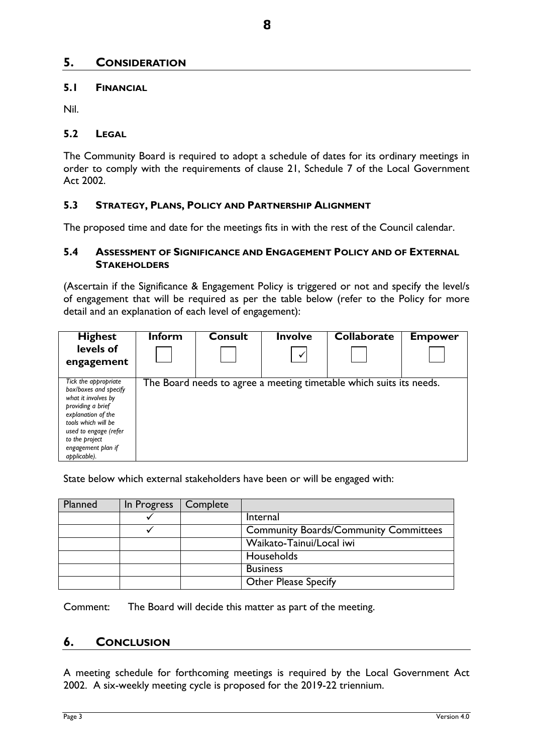## 5. CONSIDERATION

### 5.1 FINANCIAL

Nil.

### 5.2 LEGAL

The Community Board is required to adopt a schedule of dates for its ordinary meetings in order to comply with the requirements of clause 21, Schedule 7 of the Local Government Act 2002.

### 5.3 STRATEGY, PLANS, POLICY AND PARTNERSHIP ALIGNMENT

The proposed time and date for the meetings fits in with the rest of the Council calendar.

### 5.4 ASSESSMENT OF SIGNIFICANCE AND ENGAGEMENT POLICY AND OF EXTERNAL STAKEHOLDERS

(Ascertain if the Significance & Engagement Policy is triggered or not and specify the level/s of engagement that will be required as per the table below (refer to the Policy for more detail and an explanation of each level of engagement):

| **Highest levels of engagement** | **Inform** | **Consult** | **Involve** | **Collaborate** | **Empower** |
|---|---|---|---|---|---|
| | ☐ | ☐ | ☑ | ☐ | ☐ |
| *Tick the appropriate box/boxes and specify what it involves by providing a brief explanation of the tools which will be used to engage (refer to the project engagement plan if applicable).* | The Board needs to agree a meeting timetable which suits its needs. | | | | |

State below which external stakeholders have been or will be engaged with:

| Planned | In Progress | Complete | |
|---|---|---|---|
| | ✓ | | Internal |
| | ✓ | | Community Boards/Community Committees |
| | | | Waikato-Tainui/Local iwi |
| | | | Households |
| | | | Business |
| | | | Other Please Specify |

Comment: The Board will decide this matter as part of the meeting.

## 6. CONCLUSION

A meeting schedule for forthcoming meetings is required by the Local Government Act 2002. A six-weekly meeting cycle is proposed for the 2019-22 triennium.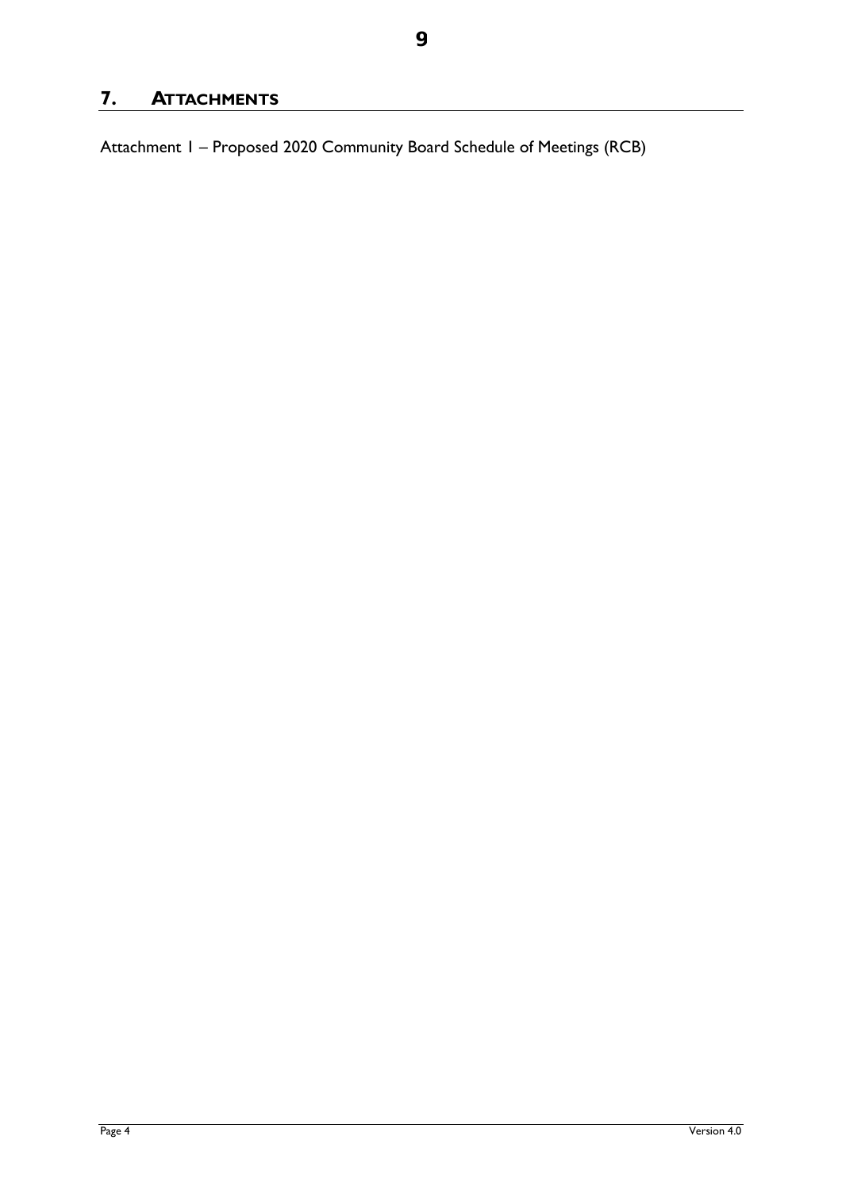## 7. ATTACHMENTS

Attachment 1 – Proposed 2020 Community Board Schedule of Meetings (RCB)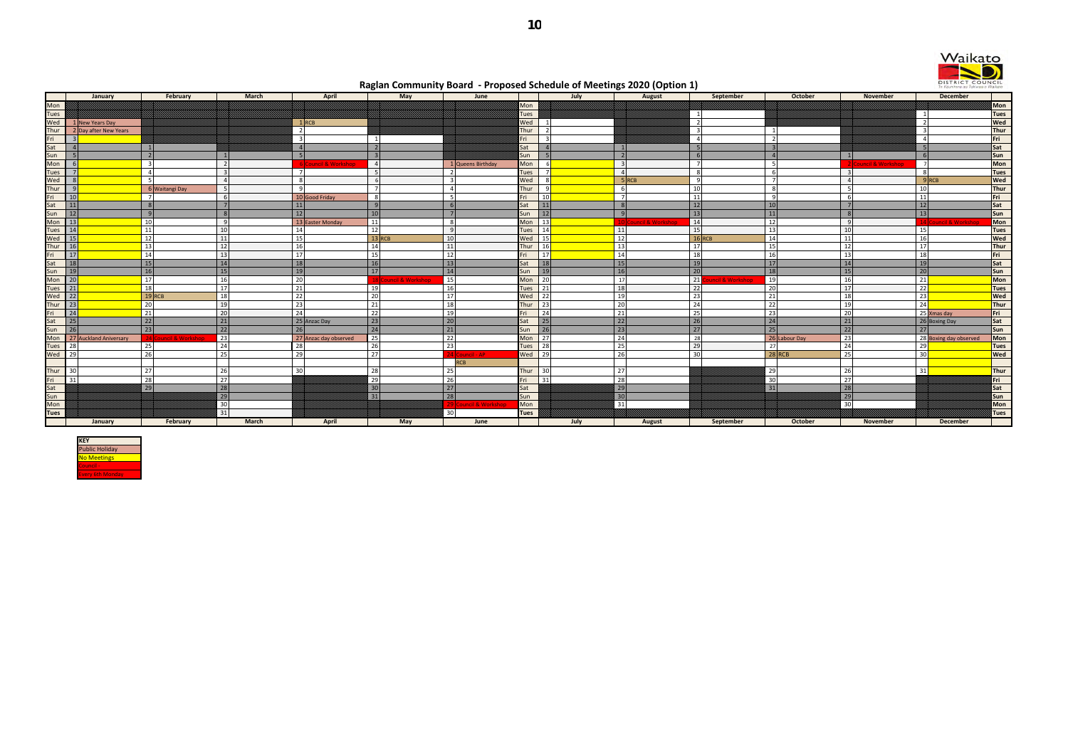# Raglan Community Board - Proposed Schedule of Meetings 2020 (Option 1)

| | January | February | March | April | May | June | | July | August | September | October | November | December | |
|---|---|---|---|---|---|---|---|---|---|---|---|---|---|---|
| Mon | | | | | | | Mon | | | | | | | Mon |
| Tues | | | | | | | Tues | | | 1 | | | 1 | Tues |
| Wed | 1 New Years Day | | | 1 RCB | | | Wed | 1 | | 2 | | | 2 | Wed |
| Thur | 2 Day after New Years | | | 2 | | | Thur | 2 | | 3 | 1 | | 3 | Thur |
| Fri | 3 | | | 3 | 1 | | Fri | 3 | | 4 | 2 | | 4 | Fri |
| Sat | 4 | 1 | | 4 | 2 | | Sat | 4 | 1 | 5 | 3 | | 5 | Sat |
| Sun | 5 | 2 | 1 | 5 | 3 | | Sun | 5 | 2 | 6 | 4 | 1 | 6 | Sun |
| Mon | 6 | 3 | 2 | 6 Council & Workshop | 4 | 1 Queens Birthday | Mon | 6 | 3 | 7 | 5 | 2 Council & Workshop | 7 | Mon |
| Tues | 7 | 4 | 3 | 7 | 5 | 2 | Tues | 7 | 4 | 8 | 6 | 3 | 8 | Tues |
| Wed | 8 | 5 | 4 | 8 | 6 | 3 | Wed | 8 | 5 RCB | 9 | 7 | 4 | 9 RCB | Wed |
| Thur | 9 | 6 Waitangi Day | 5 | 9 | 7 | 4 | Thur | 9 | 6 | 10 | 8 | 5 | 10 | Thur |
| Fri | 10 | 7 | 6 | 10 Good Friday | 8 | 5 | Fri | 10 | 7 | 11 | 9 | 6 | 11 | Fri |
| Sat | 11 | 8 | 7 | 11 | 9 | 6 | Sat | 11 | 8 | 12 | 10 | 7 | 12 | Sat |
| Sun | 12 | 9 | 8 | 12 | 10 | 7 | Sun | 12 | 9 | 13 | 11 | 8 | 13 | Sun |
| Mon | 13 | 10 | 9 | 13 Easter Monday | 11 | 8 | Mon | 13 | 10 Council & Workshop | 14 | 12 | 9 | 14 Council & Workshop | Mon |
| Tues | 14 | 11 | 10 | 14 | 12 | 9 | Tues | 14 | 11 | 15 | 13 | 10 | 15 | Tues |
| Wed | 15 | 12 | 11 | 15 | 13 RCB | 10 | Wed | 15 | 12 | 16 RCB | 14 | 11 | 16 | Wed |
| Thur | 16 | 13 | 12 | 16 | 14 | 11 | Thur | 16 | 13 | 17 | 15 | 12 | 17 | Thur |
| Fri | 17 | 14 | 13 | 17 | 15 | 12 | Fri | 17 | 14 | 18 | 16 | 13 | 18 | Fri |
| Sat | 18 | 15 | 14 | 18 | 16 | 13 | Sat | 18 | 15 | 19 | 17 | 14 | 19 | Sat |
| Sun | 19 | 16 | 15 | 19 | 17 | 14 | Sun | 19 | 16 | 20 | 18 | 15 | 20 | Sun |
| Mon | 20 | 17 | 16 | 20 | 18 Council & Workshop | 15 | Mon | 20 | 17 | 21 Council & Workshop | 19 | 16 | 21 | Mon |
| Tues | 21 | 18 | 17 | 21 | 19 | 16 | Tues | 21 | 18 | 22 | 20 | 17 | 22 | Tues |
| Wed | 22 | 19 RCB | 18 | 22 | 20 | 17 | Wed | 22 | 19 | 23 | 21 | 18 | 23 | Wed |
| Thur | 23 | 20 | 19 | 23 | 21 | 18 | Thur | 23 | 20 | 24 | 22 | 19 | 24 | Thur |
| Fri | 24 | 21 | 20 | 24 | 22 | 19 | Fri | 24 | 21 | 25 | 23 | 20 | 25 Xmas day | Fri |
| Sat | 25 | 22 | 21 | 25 Anzac Day | 23 | 20 | Sat | 25 | 22 | 26 | 24 | 21 | 26 Boxing Day | Sat |
| Sun | 26 | 23 | 22 | 26 | 24 | 21 | Sun | 26 | 23 | 27 | 25 | 22 | 27 | Sun |
| Mon | 27 Auckland Aniversary | 24 Council & Workshop | 23 | 27 Anzac day observed | 25 | 22 | Mon | 27 | 24 | 28 | 26 Labour Day | 23 | 28 Boxing day observed | Mon |
| Tues | 28 | 25 | 24 | 28 | 26 | 23 | Tues | 28 | 25 | 29 | 27 | 24 | 29 | Tues |
| Wed | 29 | 26 | 25 | 29 | 27 | 24 Council - AP | Wed | 29 | 26 | 30 | 28 RCB | 25 | 30 | Wed |
| | | | | | | RCB | | | | | | | | |
| Thur | 30 | 27 | 26 | 30 | 28 | 25 | Thur | 30 | 27 | | 29 | 26 | 31 | Thur |
| Fri | 31 | 28 | 27 | | 29 | 26 | Fri | 31 | 28 | | 30 | 27 | | Fri |
| Sat | | 29 | 28 | | 30 | 27 | Sat | | 29 | | 31 | 28 | | Sat |
| Sun | | | 29 | | 31 | 28 | Sun | | 30 | | | 29 | | Sun |
| Mon | | | 30 | | | 29 Council & Workshop | Mon | | 31 | | | 30 | | Mon |
| Tues | | | 31 | | | 30 | Tues | | | | | | | Tues |
| | January | February | March | April | May | June | | July | August | September | October | November | December | |

| KEY |
|---|
| Public Holiday |
| No Meetings |
| Council |
| Every 6th Monday |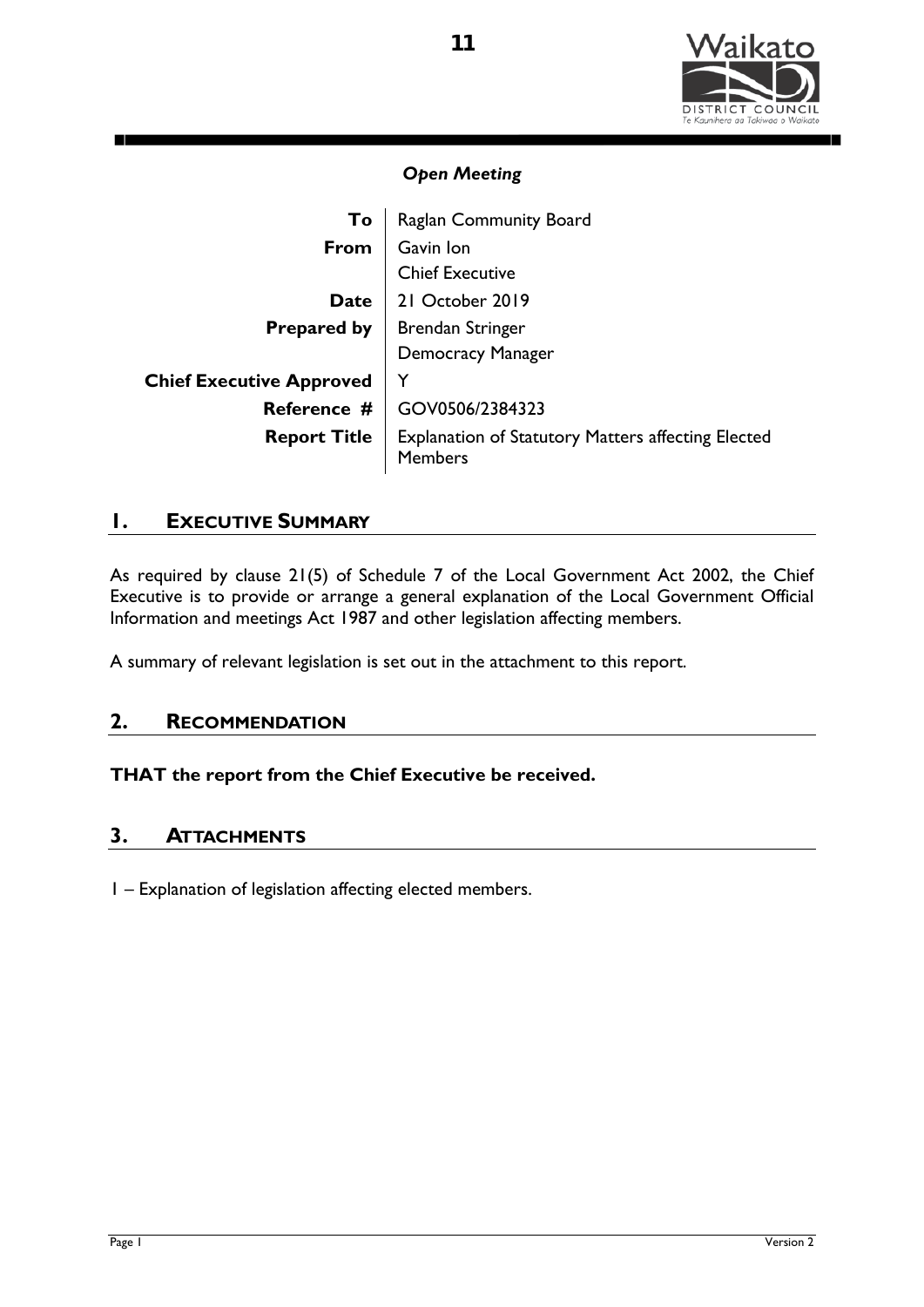*Open Meeting*

| | |
|---|---|
| **To** | Raglan Community Board |
| **From** | Gavin Ion<br>Chief Executive |
| **Date** | 21 October 2019 |
| **Prepared by** | Brendan Stringer<br>Democracy Manager |
| **Chief Executive Approved** | Y |
| **Reference #** | GOV0506/2384323 |
| **Report Title** | Explanation of Statutory Matters affecting Elected Members |

## 1. EXECUTIVE SUMMARY

As required by clause 21(5) of Schedule 7 of the Local Government Act 2002, the Chief Executive is to provide or arrange a general explanation of the Local Government Official Information and meetings Act 1987 and other legislation affecting members.

A summary of relevant legislation is set out in the attachment to this report.

## 2. RECOMMENDATION

**THAT the report from the Chief Executive be received.**

## 3. ATTACHMENTS

1 – Explanation of legislation affecting elected members.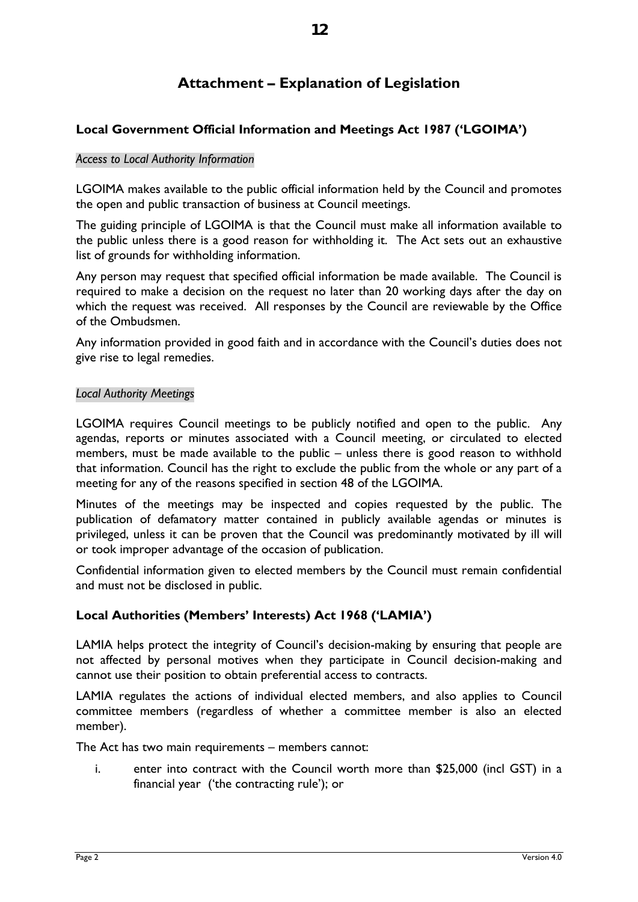# Attachment – Explanation of Legislation

## Local Government Official Information and Meetings Act 1987 ('LGOIMA')

### *Access to Local Authority Information*

LGOIMA makes available to the public official information held by the Council and promotes the open and public transaction of business at Council meetings.

The guiding principle of LGOIMA is that the Council must make all information available to the public unless there is a good reason for withholding it. The Act sets out an exhaustive list of grounds for withholding information.

Any person may request that specified official information be made available. The Council is required to make a decision on the request no later than 20 working days after the day on which the request was received. All responses by the Council are reviewable by the Office of the Ombudsmen.

Any information provided in good faith and in accordance with the Council's duties does not give rise to legal remedies.

### *Local Authority Meetings*

LGOIMA requires Council meetings to be publicly notified and open to the public. Any agendas, reports or minutes associated with a Council meeting, or circulated to elected members, must be made available to the public – unless there is good reason to withhold that information. Council has the right to exclude the public from the whole or any part of a meeting for any of the reasons specified in section 48 of the LGOIMA.

Minutes of the meetings may be inspected and copies requested by the public. The publication of defamatory matter contained in publicly available agendas or minutes is privileged, unless it can be proven that the Council was predominantly motivated by ill will or took improper advantage of the occasion of publication.

Confidential information given to elected members by the Council must remain confidential and must not be disclosed in public.

## Local Authorities (Members' Interests) Act 1968 ('LAMIA')

LAMIA helps protect the integrity of Council's decision-making by ensuring that people are not affected by personal motives when they participate in Council decision-making and cannot use their position to obtain preferential access to contracts.

LAMIA regulates the actions of individual elected members, and also applies to Council committee members (regardless of whether a committee member is also an elected member).

The Act has two main requirements – members cannot:

i. enter into contract with the Council worth more than $25,000 (incl GST) in a financial year ('the contracting rule'); or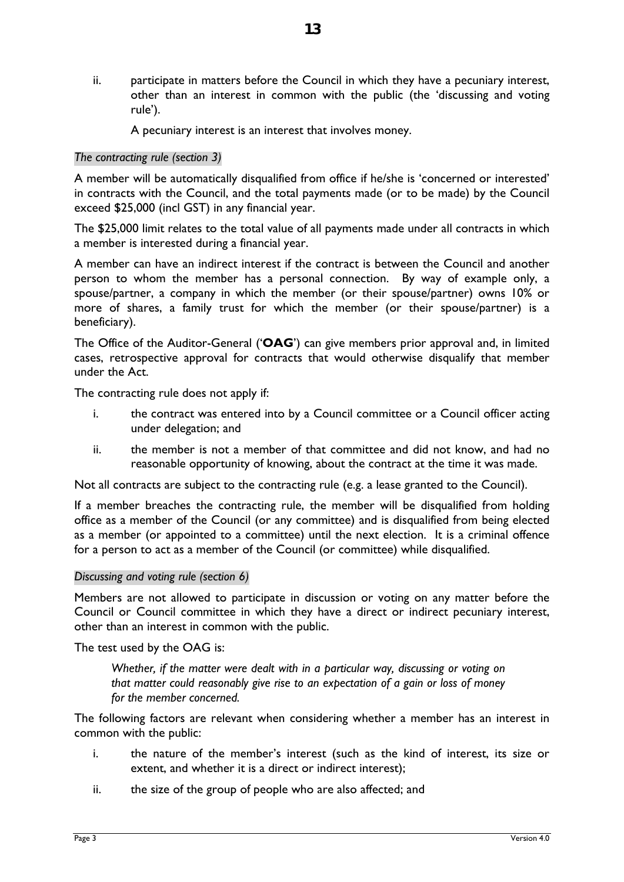ii. participate in matters before the Council in which they have a pecuniary interest, other than an interest in common with the public (the 'discussing and voting rule').

    A pecuniary interest is an interest that involves money.

*The contracting rule (section 3)*

A member will be automatically disqualified from office if he/she is 'concerned or interested' in contracts with the Council, and the total payments made (or to be made) by the Council exceed $25,000 (incl GST) in any financial year.

The $25,000 limit relates to the total value of all payments made under all contracts in which a member is interested during a financial year.

A member can have an indirect interest if the contract is between the Council and another person to whom the member has a personal connection. By way of example only, a spouse/partner, a company in which the member (or their spouse/partner) owns 10% or more of shares, a family trust for which the member (or their spouse/partner) is a beneficiary).

The Office of the Auditor-General ('**OAG**') can give members prior approval and, in limited cases, retrospective approval for contracts that would otherwise disqualify that member under the Act.

The contracting rule does not apply if:

i. the contract was entered into by a Council committee or a Council officer acting under delegation; and
ii. the member is not a member of that committee and did not know, and had no reasonable opportunity of knowing, about the contract at the time it was made.

Not all contracts are subject to the contracting rule (e.g. a lease granted to the Council).

If a member breaches the contracting rule, the member will be disqualified from holding office as a member of the Council (or any committee) and is disqualified from being elected as a member (or appointed to a committee) until the next election. It is a criminal offence for a person to act as a member of the Council (or committee) while disqualified.

*Discussing and voting rule (section 6)*

Members are not allowed to participate in discussion or voting on any matter before the Council or Council committee in which they have a direct or indirect pecuniary interest, other than an interest in common with the public.

The test used by the OAG is:

> *Whether, if the matter were dealt with in a particular way, discussing or voting on that matter could reasonably give rise to an expectation of a gain or loss of money for the member concerned.*

The following factors are relevant when considering whether a member has an interest in common with the public:

i. the nature of the member's interest (such as the kind of interest, its size or extent, and whether it is a direct or indirect interest);
ii. the size of the group of people who are also affected; and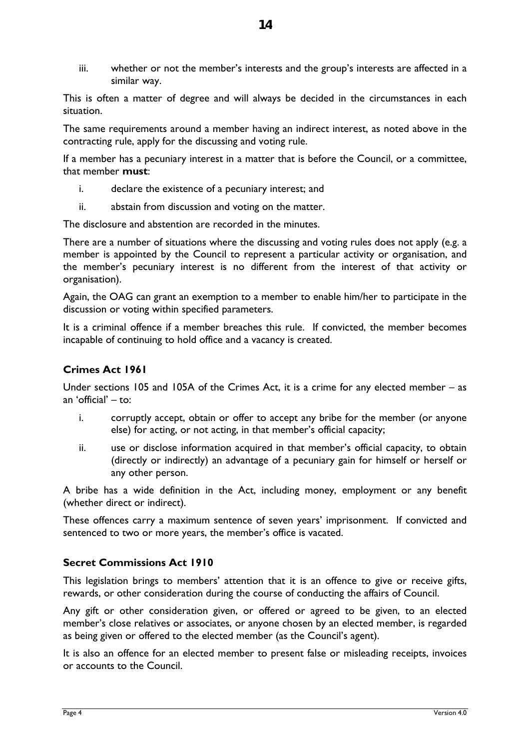iii. whether or not the member's interests and the group's interests are affected in a similar way.

This is often a matter of degree and will always be decided in the circumstances in each situation.

The same requirements around a member having an indirect interest, as noted above in the contracting rule, apply for the discussing and voting rule.

If a member has a pecuniary interest in a matter that is before the Council, or a committee, that member **must**:

i. declare the existence of a pecuniary interest; and

ii. abstain from discussion and voting on the matter.

The disclosure and abstention are recorded in the minutes.

There are a number of situations where the discussing and voting rules does not apply (e.g. a member is appointed by the Council to represent a particular activity or organisation, and the member's pecuniary interest is no different from the interest of that activity or organisation).

Again, the OAG can grant an exemption to a member to enable him/her to participate in the discussion or voting within specified parameters.

It is a criminal offence if a member breaches this rule. If convicted, the member becomes incapable of continuing to hold office and a vacancy is created.

### Crimes Act 1961

Under sections 105 and 105A of the Crimes Act, it is a crime for any elected member – as an 'official' – to:

i. corruptly accept, obtain or offer to accept any bribe for the member (or anyone else) for acting, or not acting, in that member's official capacity;

ii. use or disclose information acquired in that member's official capacity, to obtain (directly or indirectly) an advantage of a pecuniary gain for himself or herself or any other person.

A bribe has a wide definition in the Act, including money, employment or any benefit (whether direct or indirect).

These offences carry a maximum sentence of seven years' imprisonment. If convicted and sentenced to two or more years, the member's office is vacated.

### Secret Commissions Act 1910

This legislation brings to members' attention that it is an offence to give or receive gifts, rewards, or other consideration during the course of conducting the affairs of Council.

Any gift or other consideration given, or offered or agreed to be given, to an elected member's close relatives or associates, or anyone chosen by an elected member, is regarded as being given or offered to the elected member (as the Council's agent).

It is also an offence for an elected member to present false or misleading receipts, invoices or accounts to the Council.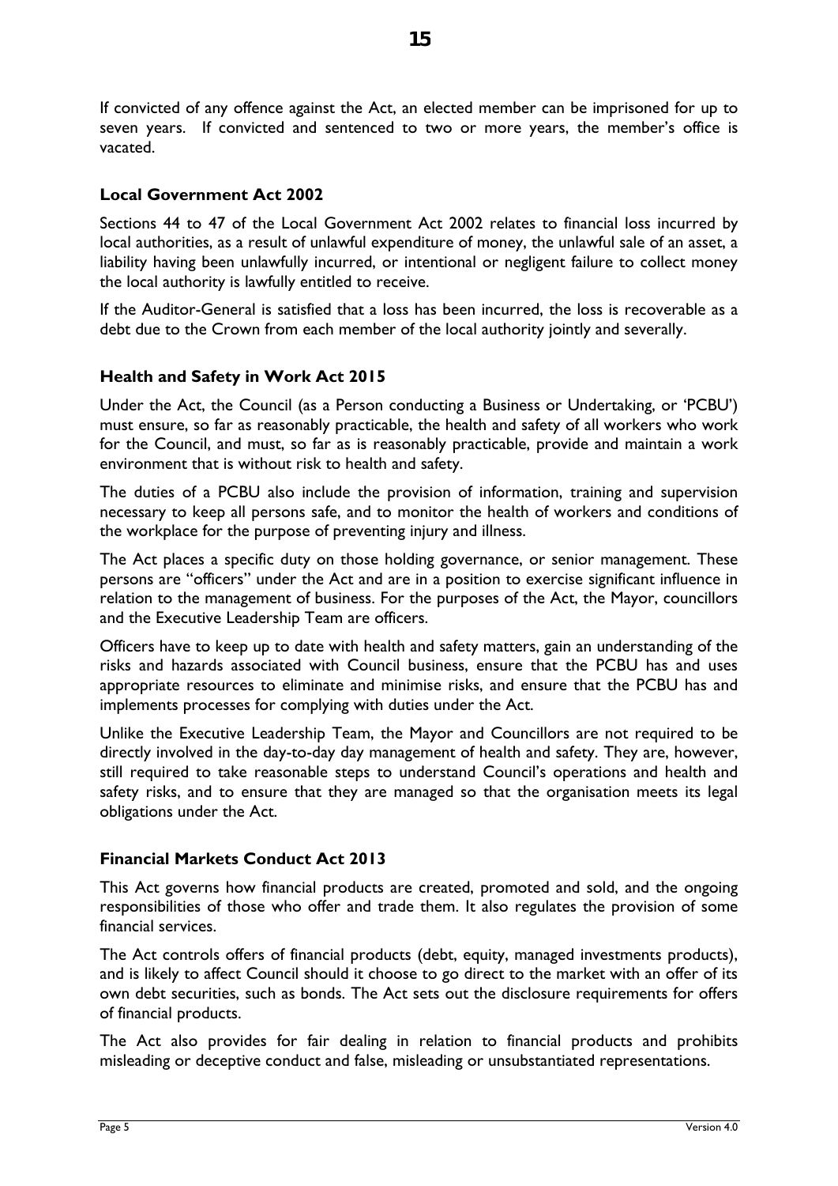If convicted of any offence against the Act, an elected member can be imprisoned for up to seven years. If convicted and sentenced to two or more years, the member's office is vacated.

### Local Government Act 2002

Sections 44 to 47 of the Local Government Act 2002 relates to financial loss incurred by local authorities, as a result of unlawful expenditure of money, the unlawful sale of an asset, a liability having been unlawfully incurred, or intentional or negligent failure to collect money the local authority is lawfully entitled to receive.

If the Auditor-General is satisfied that a loss has been incurred, the loss is recoverable as a debt due to the Crown from each member of the local authority jointly and severally.

### Health and Safety in Work Act 2015

Under the Act, the Council (as a Person conducting a Business or Undertaking, or 'PCBU') must ensure, so far as reasonably practicable, the health and safety of all workers who work for the Council, and must, so far as is reasonably practicable, provide and maintain a work environment that is without risk to health and safety.

The duties of a PCBU also include the provision of information, training and supervision necessary to keep all persons safe, and to monitor the health of workers and conditions of the workplace for the purpose of preventing injury and illness.

The Act places a specific duty on those holding governance, or senior management. These persons are "officers" under the Act and are in a position to exercise significant influence in relation to the management of business. For the purposes of the Act, the Mayor, councillors and the Executive Leadership Team are officers.

Officers have to keep up to date with health and safety matters, gain an understanding of the risks and hazards associated with Council business, ensure that the PCBU has and uses appropriate resources to eliminate and minimise risks, and ensure that the PCBU has and implements processes for complying with duties under the Act.

Unlike the Executive Leadership Team, the Mayor and Councillors are not required to be directly involved in the day-to-day day management of health and safety. They are, however, still required to take reasonable steps to understand Council's operations and health and safety risks, and to ensure that they are managed so that the organisation meets its legal obligations under the Act.

### Financial Markets Conduct Act 2013

This Act governs how financial products are created, promoted and sold, and the ongoing responsibilities of those who offer and trade them. It also regulates the provision of some financial services.

The Act controls offers of financial products (debt, equity, managed investments products), and is likely to affect Council should it choose to go direct to the market with an offer of its own debt securities, such as bonds. The Act sets out the disclosure requirements for offers of financial products.

The Act also provides for fair dealing in relation to financial products and prohibits misleading or deceptive conduct and false, misleading or unsubstantiated representations.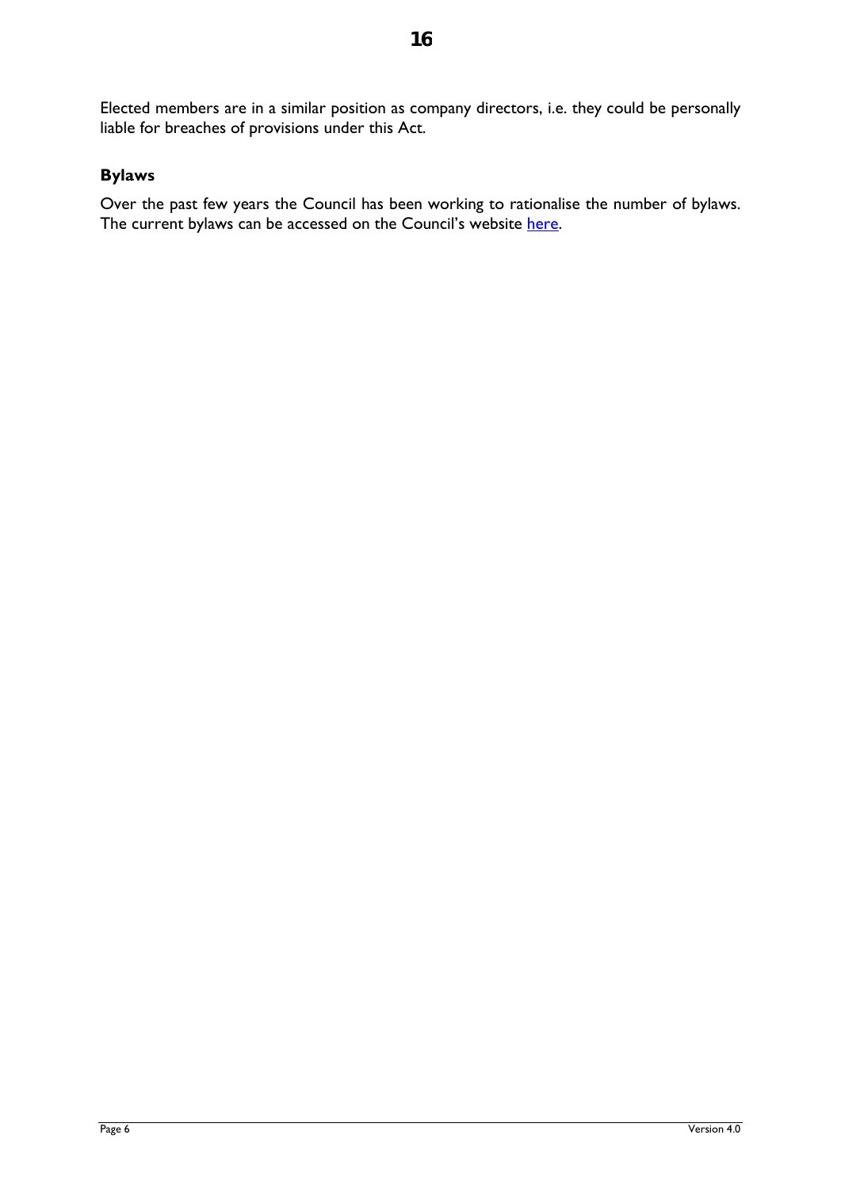Elected members are in a similar position as company directors, i.e. they could be personally liable for breaches of provisions under this Act.

### Bylaws

Over the past few years the Council has been working to rationalise the number of bylaws. The current bylaws can be accessed on the Council's website here.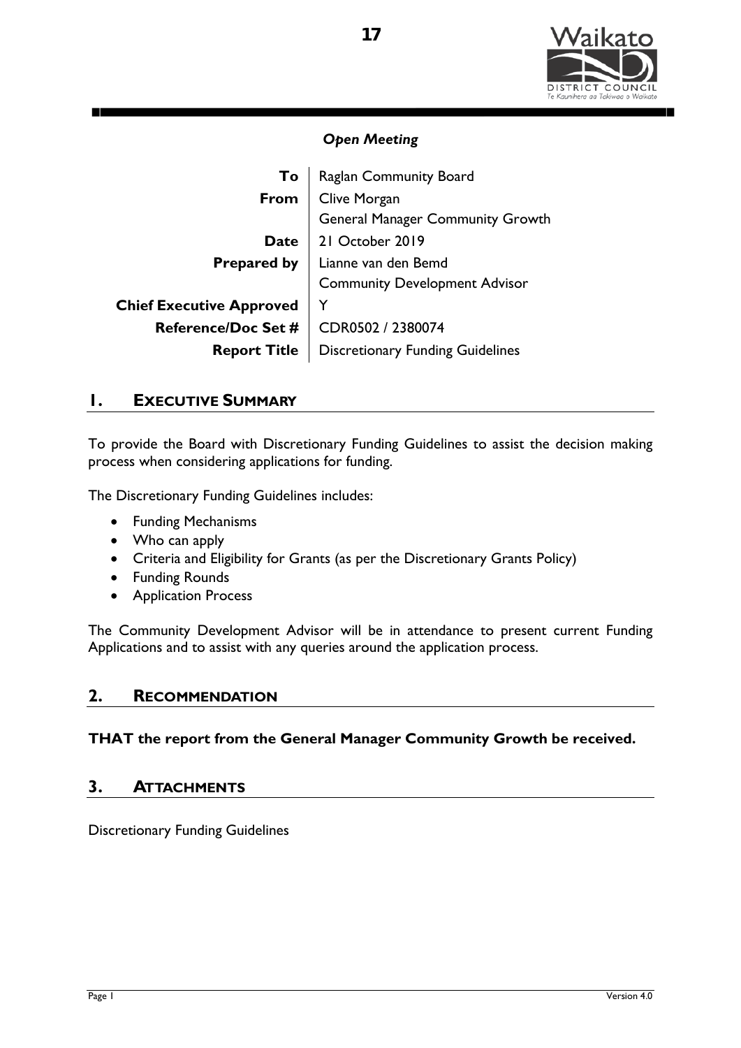*Open Meeting*

| | |
|---|---|
| **To** | Raglan Community Board |
| **From** | Clive Morgan<br>General Manager Community Growth |
| **Date** | 21 October 2019 |
| **Prepared by** | Lianne van den Bemd<br>Community Development Advisor |
| **Chief Executive Approved** | Y |
| **Reference/Doc Set #** | CDR0502 / 2380074 |
| **Report Title** | Discretionary Funding Guidelines |

## 1. EXECUTIVE SUMMARY

To provide the Board with Discretionary Funding Guidelines to assist the decision making process when considering applications for funding.

The Discretionary Funding Guidelines includes:

- Funding Mechanisms
- Who can apply
- Criteria and Eligibility for Grants (as per the Discretionary Grants Policy)
- Funding Rounds
- Application Process

The Community Development Advisor will be in attendance to present current Funding Applications and to assist with any queries around the application process.

## 2. RECOMMENDATION

**THAT the report from the General Manager Community Growth be received.**

## 3. ATTACHMENTS

Discretionary Funding Guidelines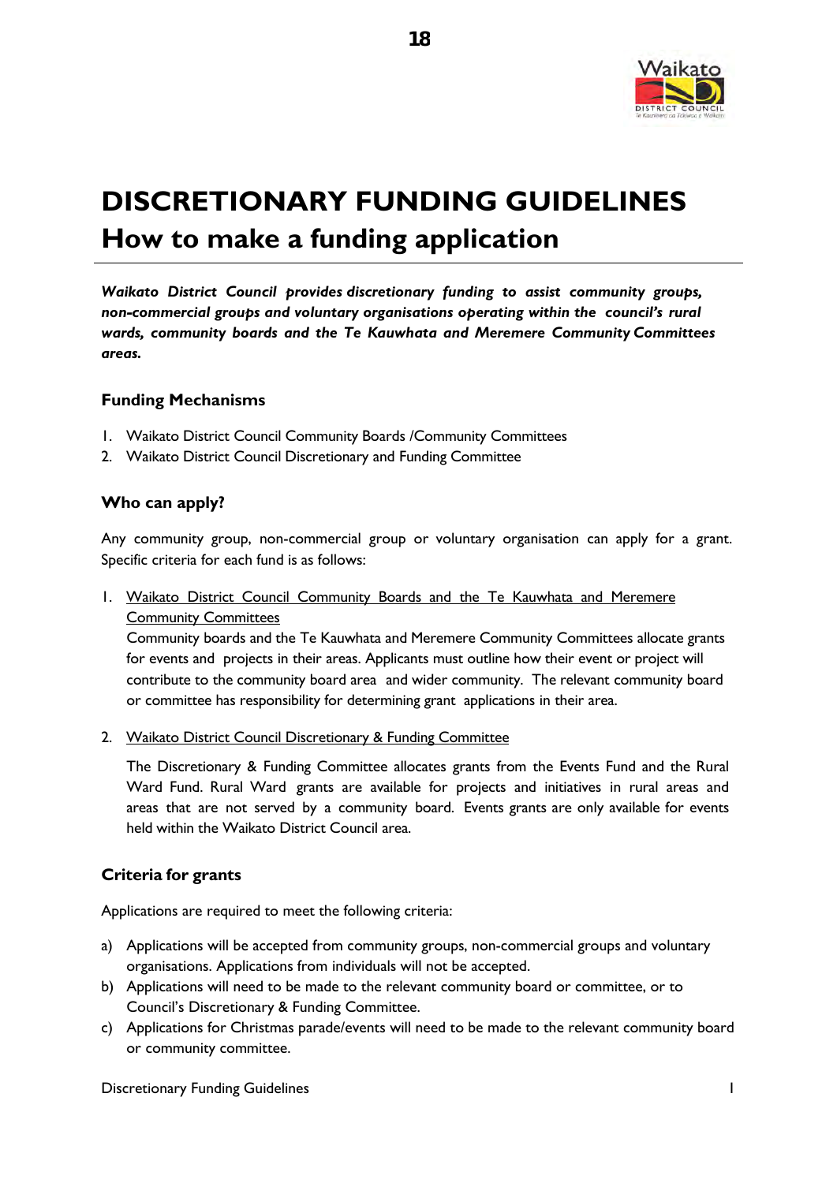# DISCRETIONARY FUNDING GUIDELINES

## How to make a funding application

***Waikato District Council provides discretionary funding to assist community groups, non-commercial groups and voluntary organisations operating within the council's rural wards, community boards and the Te Kauwhata and Meremere Community Committees areas.***

### Funding Mechanisms

1. Waikato District Council Community Boards /Community Committees
2. Waikato District Council Discretionary and Funding Committee

### Who can apply?

Any community group, non-commercial group or voluntary organisation can apply for a grant. Specific criteria for each fund is as follows:

1. Waikato District Council Community Boards and the Te Kauwhata and Meremere Community Committees
   Community boards and the Te Kauwhata and Meremere Community Committees allocate grants for events and projects in their areas. Applicants must outline how their event or project will contribute to the community board area and wider community. The relevant community board or committee has responsibility for determining grant applications in their area.

2. Waikato District Council Discretionary & Funding Committee

   The Discretionary & Funding Committee allocates grants from the Events Fund and the Rural Ward Fund. Rural Ward grants are available for projects and initiatives in rural areas and areas that are not served by a community board. Events grants are only available for events held within the Waikato District Council area.

### Criteria for grants

Applications are required to meet the following criteria:

a) Applications will be accepted from community groups, non-commercial groups and voluntary organisations. Applications from individuals will not be accepted.
b) Applications will need to be made to the relevant community board or committee, or to Council's Discretionary & Funding Committee.
c) Applications for Christmas parade/events will need to be made to the relevant community board or community committee.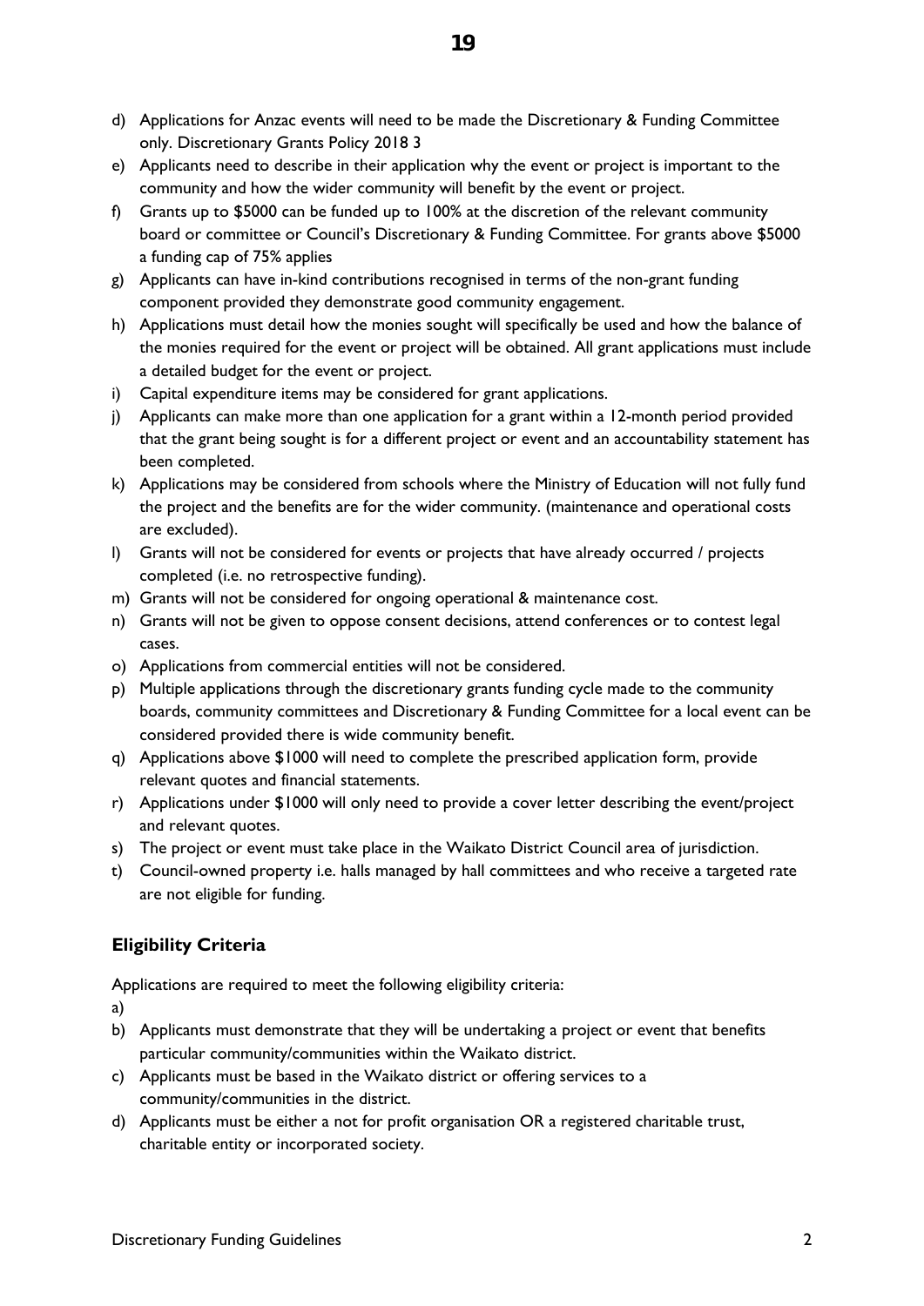d) Applications for Anzac events will need to be made the Discretionary & Funding Committee only. Discretionary Grants Policy 2018 3
e) Applicants need to describe in their application why the event or project is important to the community and how the wider community will benefit by the event or project.
f) Grants up to $5000 can be funded up to 100% at the discretion of the relevant community board or committee or Council's Discretionary & Funding Committee. For grants above $5000 a funding cap of 75% applies
g) Applicants can have in-kind contributions recognised in terms of the non-grant funding component provided they demonstrate good community engagement.
h) Applications must detail how the monies sought will specifically be used and how the balance of the monies required for the event or project will be obtained. All grant applications must include a detailed budget for the event or project.
i) Capital expenditure items may be considered for grant applications.
j) Applicants can make more than one application for a grant within a 12-month period provided that the grant being sought is for a different project or event and an accountability statement has been completed.
k) Applications may be considered from schools where the Ministry of Education will not fully fund the project and the benefits are for the wider community. (maintenance and operational costs are excluded).
l) Grants will not be considered for events or projects that have already occurred / projects completed (i.e. no retrospective funding).
m) Grants will not be considered for ongoing operational & maintenance cost.
n) Grants will not be given to oppose consent decisions, attend conferences or to contest legal cases.
o) Applications from commercial entities will not be considered.
p) Multiple applications through the discretionary grants funding cycle made to the community boards, community committees and Discretionary & Funding Committee for a local event can be considered provided there is wide community benefit.
q) Applications above $1000 will need to complete the prescribed application form, provide relevant quotes and financial statements.
r) Applications under $1000 will only need to provide a cover letter describing the event/project and relevant quotes.
s) The project or event must take place in the Waikato District Council area of jurisdiction.
t) Council-owned property i.e. halls managed by hall committees and who receive a targeted rate are not eligible for funding.

## Eligibility Criteria

Applications are required to meet the following eligibility criteria:

a)
b) Applicants must demonstrate that they will be undertaking a project or event that benefits particular community/communities within the Waikato district.
c) Applicants must be based in the Waikato district or offering services to a community/communities in the district.
d) Applicants must be either a not for profit organisation OR a registered charitable trust, charitable entity or incorporated society.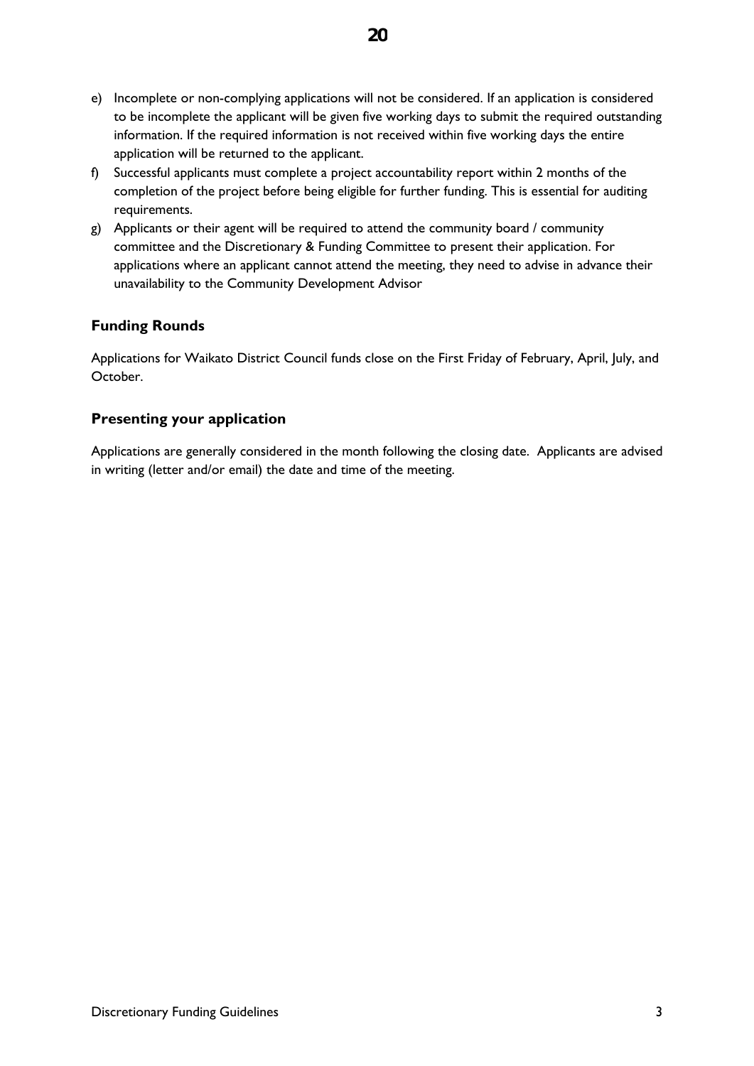e) Incomplete or non-complying applications will not be considered. If an application is considered to be incomplete the applicant will be given five working days to submit the required outstanding information. If the required information is not received within five working days the entire application will be returned to the applicant.

f) Successful applicants must complete a project accountability report within 2 months of the completion of the project before being eligible for further funding. This is essential for auditing requirements.

g) Applicants or their agent will be required to attend the community board / community committee and the Discretionary & Funding Committee to present their application. For applications where an applicant cannot attend the meeting, they need to advise in advance their unavailability to the Community Development Advisor

## Funding Rounds

Applications for Waikato District Council funds close on the First Friday of February, April, July, and October.

## Presenting your application

Applications are generally considered in the month following the closing date. Applicants are advised in writing (letter and/or email) the date and time of the meeting.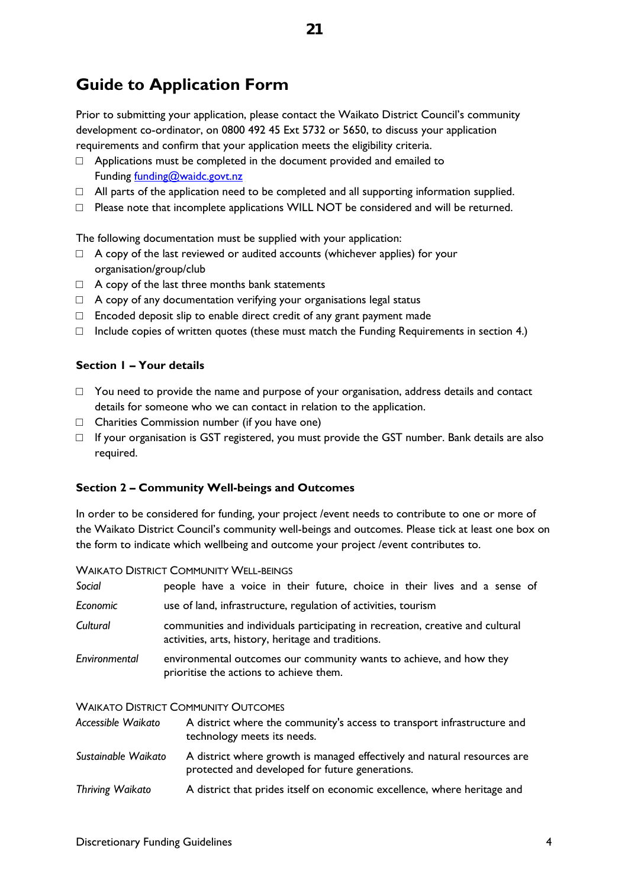# Guide to Application Form

Prior to submitting your application, please contact the Waikato District Council's community development co-ordinator, on 0800 492 45 Ext 5732 or 5650, to discuss your application requirements and confirm that your application meets the eligibility criteria.

- ☐ Applications must be completed in the document provided and emailed to Funding funding@waidc.govt.nz
- ☐ All parts of the application need to be completed and all supporting information supplied.
- ☐ Please note that incomplete applications WILL NOT be considered and will be returned.

The following documentation must be supplied with your application:

- ☐ A copy of the last reviewed or audited accounts (whichever applies) for your organisation/group/club
- ☐ A copy of the last three months bank statements
- ☐ A copy of any documentation verifying your organisations legal status
- ☐ Encoded deposit slip to enable direct credit of any grant payment made
- ☐ Include copies of written quotes (these must match the Funding Requirements in section 4.)

### Section 1 – Your details

- ☐ You need to provide the name and purpose of your organisation, address details and contact details for someone who we can contact in relation to the application.
- ☐ Charities Commission number (if you have one)
- ☐ If your organisation is GST registered, you must provide the GST number. Bank details are also required.

### Section 2 – Community Well-beings and Outcomes

In order to be considered for funding, your project /event needs to contribute to one or more of the Waikato District Council's community well-beings and outcomes. Please tick at least one box on the form to indicate which wellbeing and outcome your project /event contributes to.

WAIKATO DISTRICT COMMUNITY WELL-BEINGS

| | |
|---|---|
| *Social* | people have a voice in their future, choice in their lives and a sense of |
| *Economic* | use of land, infrastructure, regulation of activities, tourism |
| *Cultural* | communities and individuals participating in recreation, creative and cultural activities, arts, history, heritage and traditions. |
| *Environmental* | environmental outcomes our community wants to achieve, and how they prioritise the actions to achieve them. |

WAIKATO DISTRICT COMMUNITY OUTCOMES

| | |
|---|---|
| *Accessible Waikato* | A district where the community's access to transport infrastructure and technology meets its needs. |
| *Sustainable Waikato* | A district where growth is managed effectively and natural resources are protected and developed for future generations. |
| *Thriving Waikato* | A district that prides itself on economic excellence, where heritage and |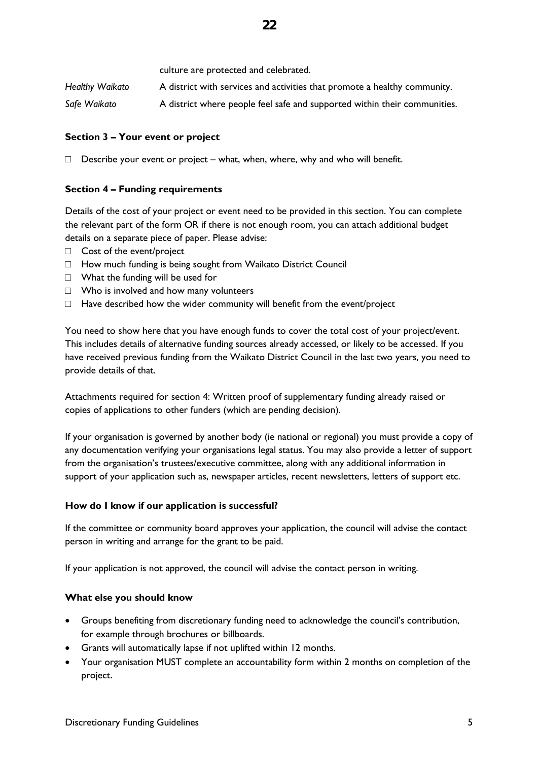culture are protected and celebrated.

| | |
|---|---|
| *Healthy Waikato* | A district with services and activities that promote a healthy community. |
| *Safe Waikato* | A district where people feel safe and supported within their communities. |

**Section 3 – Your event or project**

- ☐ Describe your event or project – what, when, where, why and who will benefit.

**Section 4 – Funding requirements**

Details of the cost of your project or event need to be provided in this section. You can complete the relevant part of the form OR if there is not enough room, you can attach additional budget details on a separate piece of paper. Please advise:

- ☐ Cost of the event/project
- ☐ How much funding is being sought from Waikato District Council
- ☐ What the funding will be used for
- ☐ Who is involved and how many volunteers
- ☐ Have described how the wider community will benefit from the event/project

You need to show here that you have enough funds to cover the total cost of your project/event. This includes details of alternative funding sources already accessed, or likely to be accessed. If you have received previous funding from the Waikato District Council in the last two years, you need to provide details of that.

Attachments required for section 4: Written proof of supplementary funding already raised or copies of applications to other funders (which are pending decision).

If your organisation is governed by another body (ie national or regional) you must provide a copy of any documentation verifying your organisations legal status. You may also provide a letter of support from the organisation's trustees/executive committee, along with any additional information in support of your application such as, newspaper articles, recent newsletters, letters of support etc.

**How do I know if our application is successful?**

If the committee or community board approves your application, the council will advise the contact person in writing and arrange for the grant to be paid.

If your application is not approved, the council will advise the contact person in writing.

**What else you should know**

- Groups benefiting from discretionary funding need to acknowledge the council's contribution, for example through brochures or billboards.
- Grants will automatically lapse if not uplifted within 12 months.
- Your organisation MUST complete an accountability form within 2 months on completion of the project.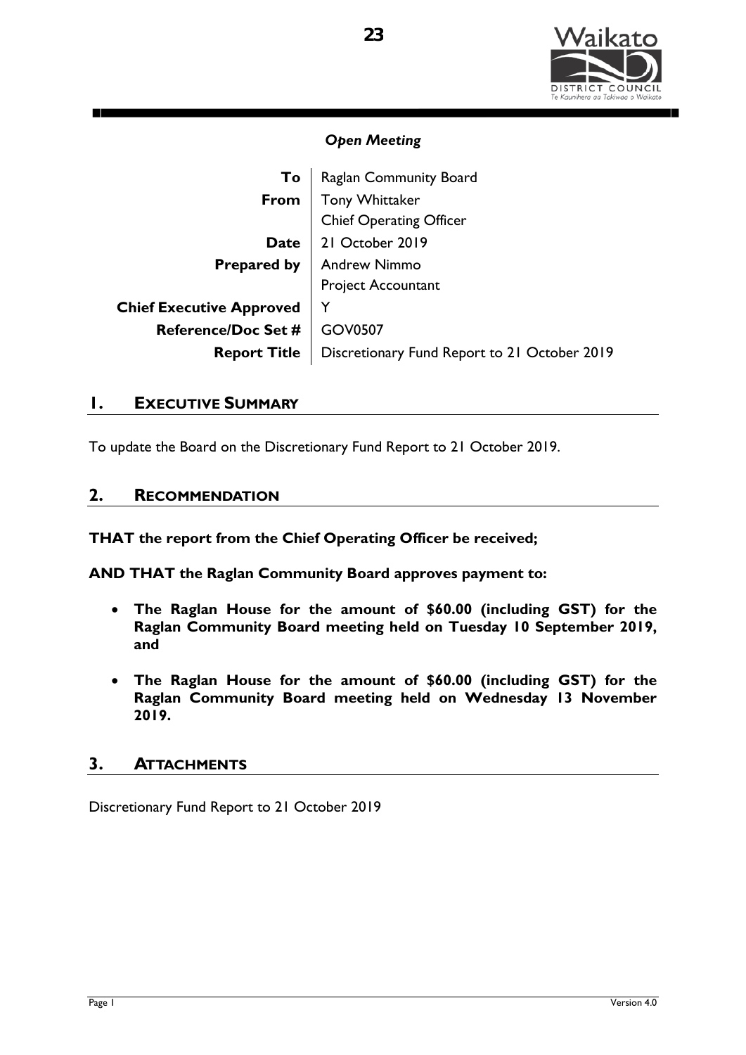*Open Meeting*

| | |
|---|---|
| **To** | Raglan Community Board |
| **From** | Tony Whittaker<br>Chief Operating Officer |
| **Date** | 21 October 2019 |
| **Prepared by** | Andrew Nimmo<br>Project Accountant |
| **Chief Executive Approved** | Y |
| **Reference/Doc Set #** | GOV0507 |
| **Report Title** | Discretionary Fund Report to 21 October 2019 |

## 1. EXECUTIVE SUMMARY

To update the Board on the Discretionary Fund Report to 21 October 2019.

## 2. RECOMMENDATION

**THAT the report from the Chief Operating Officer be received;**

**AND THAT the Raglan Community Board approves payment to:**

- **The Raglan House for the amount of $60.00 (including GST) for the Raglan Community Board meeting held on Tuesday 10 September 2019, and**
- **The Raglan House for the amount of $60.00 (including GST) for the Raglan Community Board meeting held on Wednesday 13 November 2019.**

## 3. ATTACHMENTS

Discretionary Fund Report to 21 October 2019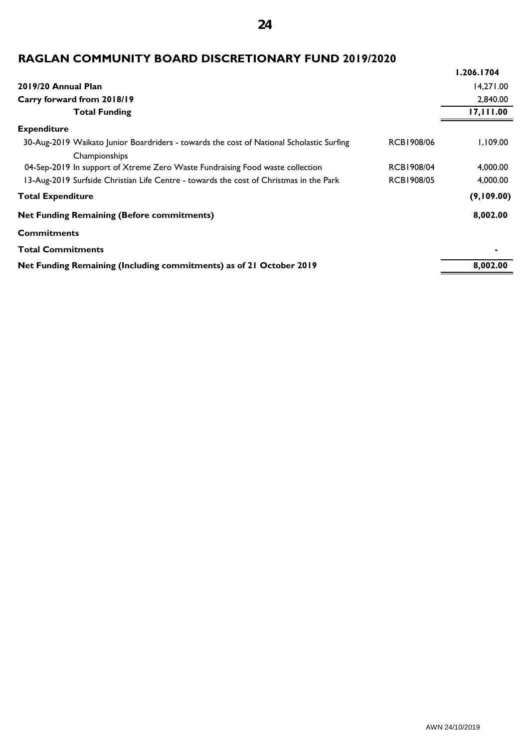# RAGLAN COMMUNITY BOARD DISCRETIONARY FUND 2019/2020

| | | 1.206.1704 |
|---|---|---|
| **2019/20 Annual Plan** | | 14,271.00 |
| **Carry forward from 2018/19** | | 2,840.00 |
| **Total Funding** | | **17,111.00** |
| **Expenditure** | | |
| 30-Aug-2019 Waikato Junior Boardriders - towards the cost of National Scholastic Surfing Championships | RCB1908/06 | 1,109.00 |
| 04-Sep-2019 In support of Xtreme Zero Waste Fundraising Food waste collection | RCB1908/04 | 4,000.00 |
| 13-Aug-2019 Surfside Christian Life Centre - towards the cost of Christmas in the Park | RCB1908/05 | 4,000.00 |
| **Total Expenditure** | | **(9,109.00)** |
| **Net Funding Remaining (Before commitments)** | | **8,002.00** |
| **Commitments** | | |
| **Total Commitments** | | **-** |
| **Net Funding Remaining (Including commitments) as of 21 October 2019** | | **8,002.00** |

AWN 24/10/2019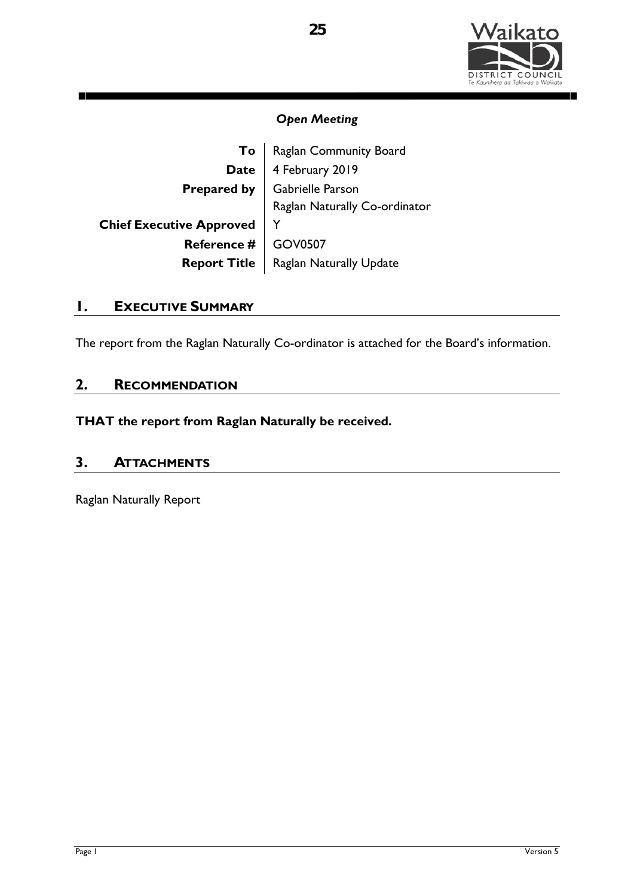*Open Meeting*

| | |
|---|---|
| **To** | Raglan Community Board |
| **Date** | 4 February 2019 |
| **Prepared by** | Gabrielle Parson<br>Raglan Naturally Co-ordinator |
| **Chief Executive Approved** | Y |
| **Reference #** | GOV0507 |
| **Report Title** | Raglan Naturally Update |

## 1. EXECUTIVE SUMMARY

The report from the Raglan Naturally Co-ordinator is attached for the Board's information.

## 2. RECOMMENDATION

**THAT the report from Raglan Naturally be received.**

## 3. ATTACHMENTS

Raglan Naturally Report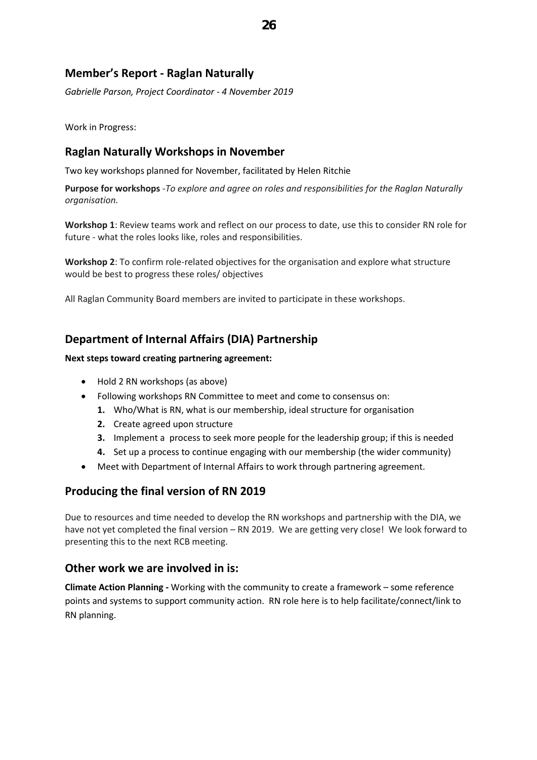## Member's Report - Raglan Naturally

*Gabrielle Parson, Project Coordinator - 4 November 2019*

Work in Progress:

## Raglan Naturally Workshops in November

Two key workshops planned for November, facilitated by Helen Ritchie

**Purpose for workshops** -*To explore and agree on roles and responsibilities for the Raglan Naturally organisation.*

**Workshop 1**: Review teams work and reflect on our process to date, use this to consider RN role for future - what the roles looks like, roles and responsibilities.

**Workshop 2**: To confirm role-related objectives for the organisation and explore what structure would be best to progress these roles/ objectives

All Raglan Community Board members are invited to participate in these workshops.

## Department of Internal Affairs (DIA) Partnership

**Next steps toward creating partnering agreement:**

- Hold 2 RN workshops (as above)
- Following workshops RN Committee to meet and come to consensus on:
  1. Who/What is RN, what is our membership, ideal structure for organisation
  2. Create agreed upon structure
  3. Implement a process to seek more people for the leadership group; if this is needed
  4. Set up a process to continue engaging with our membership (the wider community)
- Meet with Department of Internal Affairs to work through partnering agreement.

## Producing the final version of RN 2019

Due to resources and time needed to develop the RN workshops and partnership with the DIA, we have not yet completed the final version – RN 2019. We are getting very close! We look forward to presenting this to the next RCB meeting.

## Other work we are involved in is:

**Climate Action Planning -** Working with the community to create a framework – some reference points and systems to support community action. RN role here is to help facilitate/connect/link to RN planning.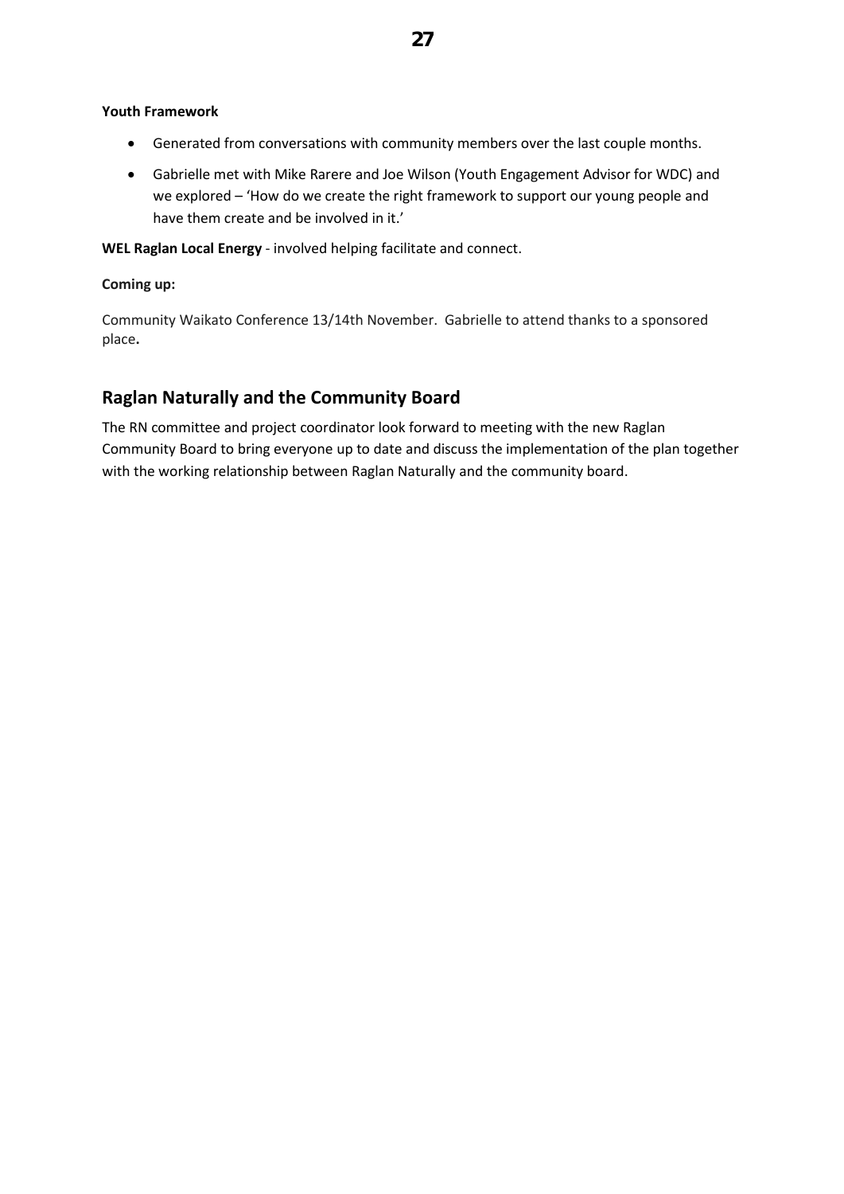**Youth Framework**

- Generated from conversations with community members over the last couple months.
- Gabrielle met with Mike Rarere and Joe Wilson (Youth Engagement Advisor for WDC) and we explored – 'How do we create the right framework to support our young people and have them create and be involved in it.'

**WEL Raglan Local Energy** - involved helping facilitate and connect.

**Coming up:**

Community Waikato Conference 13/14th November. Gabrielle to attend thanks to a sponsored place**.**

## Raglan Naturally and the Community Board

The RN committee and project coordinator look forward to meeting with the new Raglan Community Board to bring everyone up to date and discuss the implementation of the plan together with the working relationship between Raglan Naturally and the community board.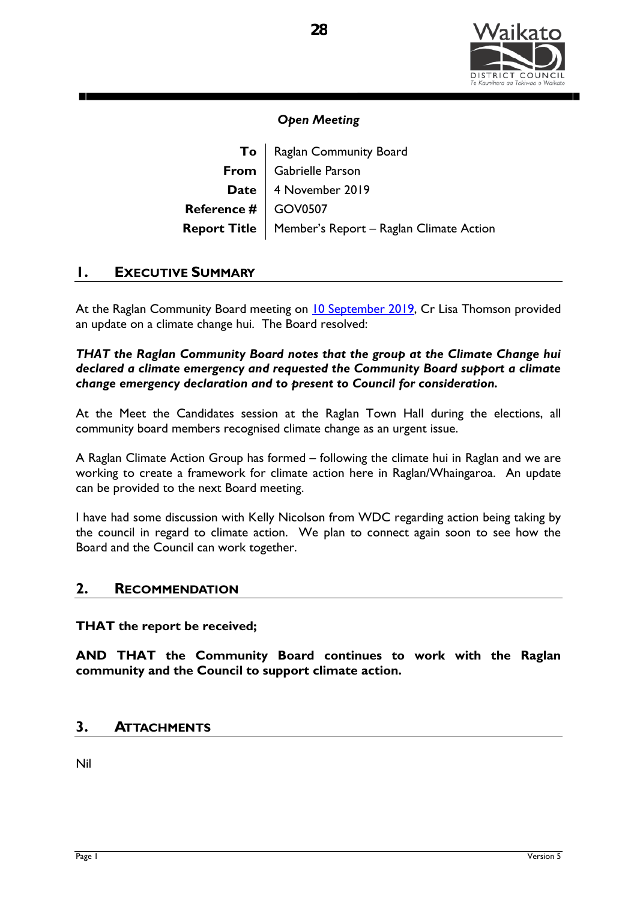*Open Meeting*

| | |
|---|---|
| **To** | Raglan Community Board |
| **From** | Gabrielle Parson |
| **Date** | 4 November 2019 |
| **Reference #** | GOV0507 |
| **Report Title** | Member's Report – Raglan Climate Action |

## 1. Executive Summary

At the Raglan Community Board meeting on 10 September 2019, Cr Lisa Thomson provided an update on a climate change hui. The Board resolved:

***THAT the Raglan Community Board notes that the group at the Climate Change hui declared a climate emergency and requested the Community Board support a climate change emergency declaration and to present to Council for consideration.***

At the Meet the Candidates session at the Raglan Town Hall during the elections, all community board members recognised climate change as an urgent issue.

A Raglan Climate Action Group has formed – following the climate hui in Raglan and we are working to create a framework for climate action here in Raglan/Whaingaroa. An update can be provided to the next Board meeting.

I have had some discussion with Kelly Nicolson from WDC regarding action being taking by the council in regard to climate action. We plan to connect again soon to see how the Board and the Council can work together.

## 2. Recommendation

**THAT the report be received;**

**AND THAT the Community Board continues to work with the Raglan community and the Council to support climate action.**

## 3. Attachments

Nil